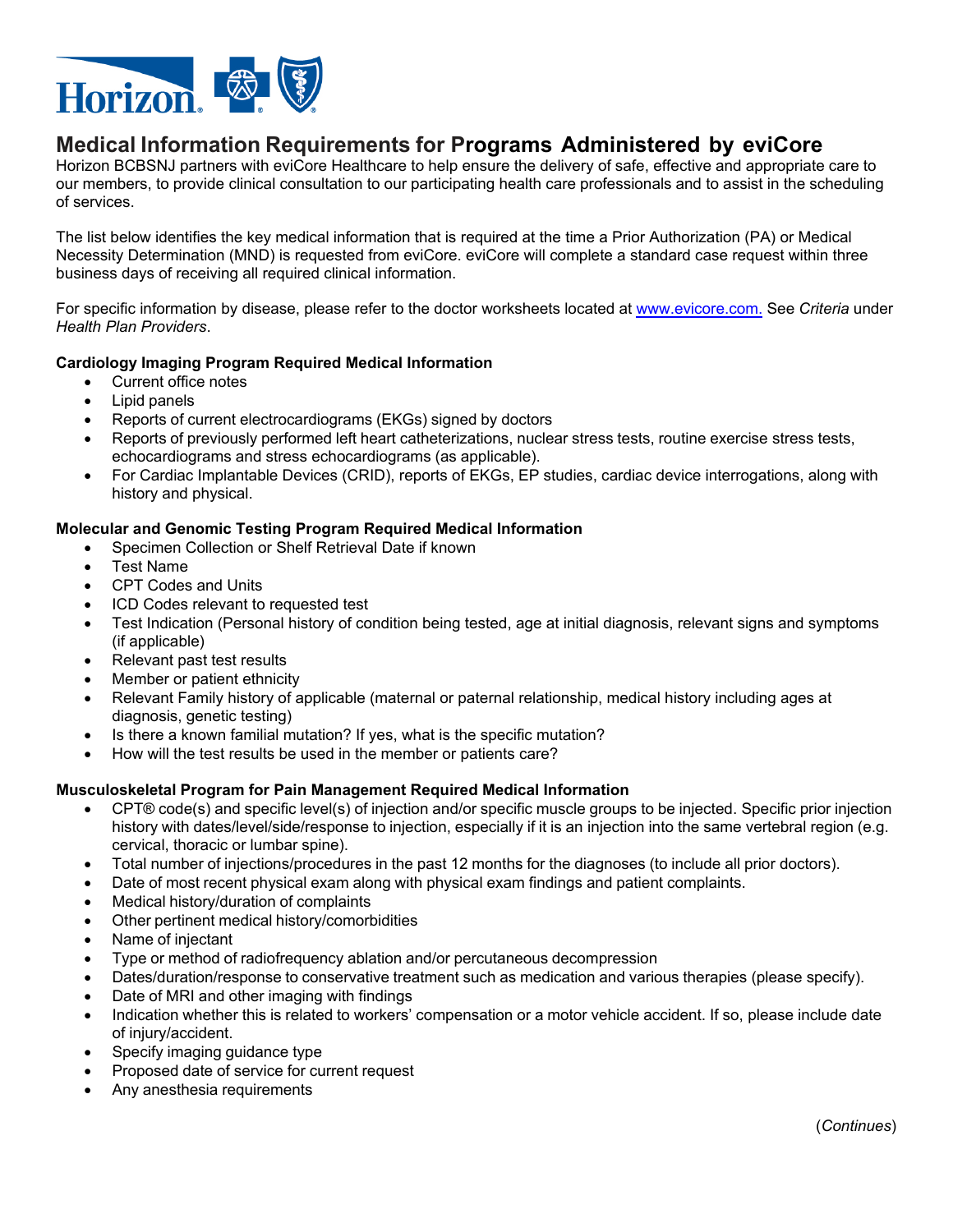# Medical Information Requirements for Programs Administered by eviCore

Horizon BCBSNJ partners with eviCore Healthcare to help ensure the delivery of safe, effective and appropriate care to our members, to provide clinical consultation to our participating health care professionals and to assist in the scheduling of services.

The list below identifies the key medical information that is required at the time a Prior Authorization (PA) or Medical Necessity Determination (MND) is requested from eviCore. eviCore will complete a standard case request within three business days of receiving all required clinical information.

For specific information by disease, please refer to the doctor worksheets located at www.evicore.com. See *Criteria* under *Health Plan Providers*.

**Cardiology Imaging Program Required Medical Information**

- Current office notes
- Lipid panels
- Reports of current electrocardiograms (EKGs) signed by doctors
- Reports of previously performed left heart catheterizations, nuclear stress tests, routine exercise stress tests, echocardiograms and stress echocardiograms (as applicable).
- For Cardiac Implantable Devices (CRID), reports of EKGs, EP studies, cardiac device interrogations, along with history and physical.

**Molecular and Genomic Testing Program Required Medical Information**

- Specimen Collection or Shelf Retrieval Date if known
- Test Name
- CPT Codes and Units
- ICD Codes relevant to requested test
- Test Indication (Personal history of condition being tested, age at initial diagnosis, relevant signs and symptoms (if applicable)
- Relevant past test results
- Member or patient ethnicity
- Relevant Family history of applicable (maternal or paternal relationship, medical history including ages at diagnosis, genetic testing)
- Is there a known familial mutation? If yes, what is the specific mutation?
- How will the test results be used in the member or patients care?

**Musculoskeletal Program for Pain Management Required Medical Information**

- CPT® code(s) and specific level(s) of injection and/or specific muscle groups to be injected. Specific prior injection history with dates/level/side/response to injection, especially if it is an injection into the same vertebral region (e.g. cervical, thoracic or lumbar spine).
- Total number of injections/procedures in the past 12 months for the diagnoses (to include all prior doctors).
- Date of most recent physical exam along with physical exam findings and patient complaints.
- Medical history/duration of complaints
- Other pertinent medical history/comorbidities
- Name of injectant
- Type or method of radiofrequency ablation and/or percutaneous decompression
- Dates/duration/response to conservative treatment such as medication and various therapies (please specify).
- Date of MRI and other imaging with findings
- Indication whether this is related to workers' compensation or a motor vehicle accident. If so, please include date of injury/accident.
- Specify imaging guidance type
- Proposed date of service for current request
- Any anesthesia requirements

(*Continues*)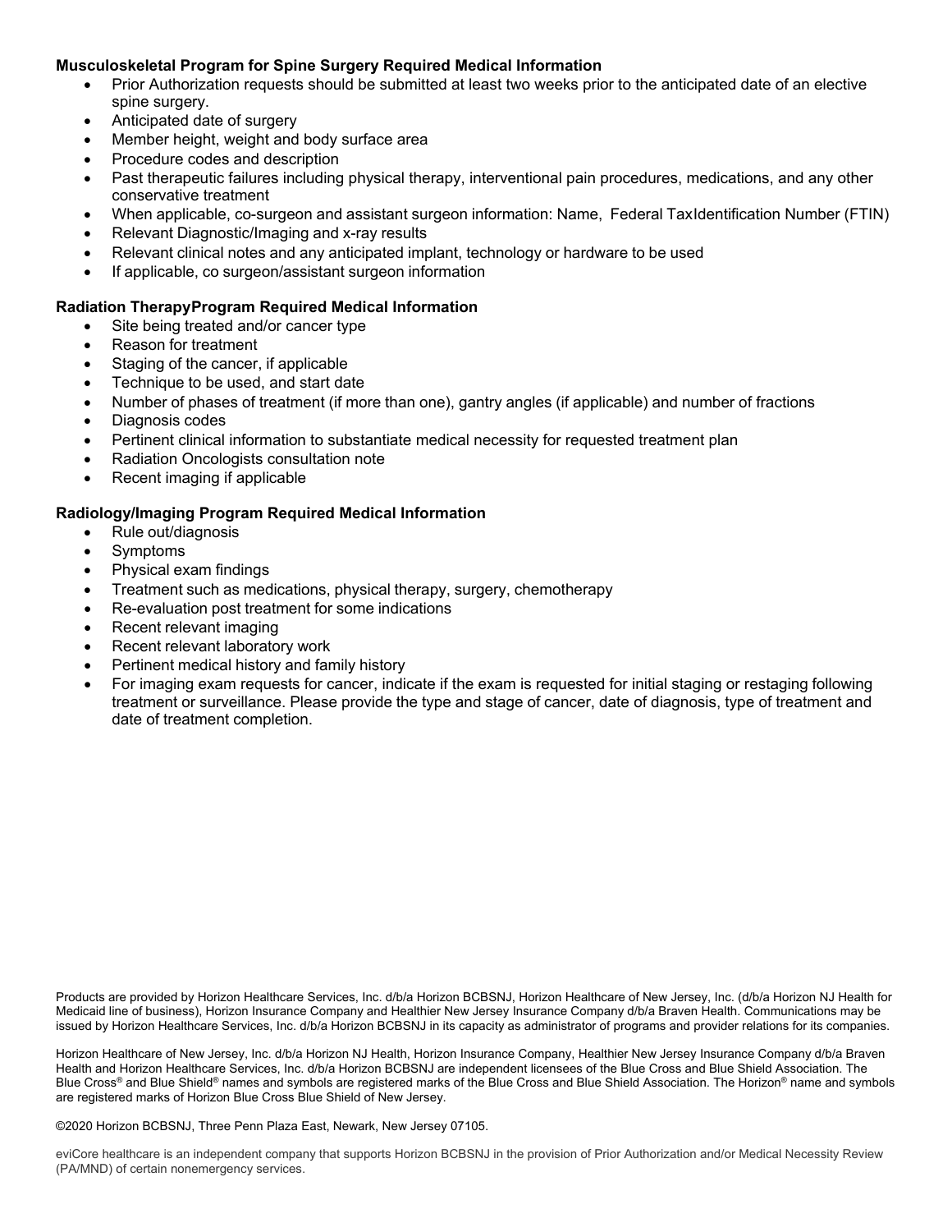**Musculoskeletal Program for Spine Surgery Required Medical Information**

- Prior Authorization requests should be submitted at least two weeks prior to the anticipated date of an elective spine surgery.
- Anticipated date of surgery
- Member height, weight and body surface area
- Procedure codes and description
- Past therapeutic failures including physical therapy, interventional pain procedures, medications, and any other conservative treatment
- When applicable, co-surgeon and assistant surgeon information: Name, Federal TaxIdentification Number (FTIN)
- Relevant Diagnostic/Imaging and x-ray results
- Relevant clinical notes and any anticipated implant, technology or hardware to be used
- If applicable, co surgeon/assistant surgeon information

**Radiation TherapyProgram Required Medical Information**

- Site being treated and/or cancer type
- Reason for treatment
- Staging of the cancer, if applicable
- Technique to be used, and start date
- Number of phases of treatment (if more than one), gantry angles (if applicable) and number of fractions
- Diagnosis codes
- Pertinent clinical information to substantiate medical necessity for requested treatment plan
- Radiation Oncologists consultation note
- Recent imaging if applicable

**Radiology/Imaging Program Required Medical Information**

- Rule out/diagnosis
- Symptoms
- Physical exam findings
- Treatment such as medications, physical therapy, surgery, chemotherapy
- Re-evaluation post treatment for some indications
- Recent relevant imaging
- Recent relevant laboratory work
- Pertinent medical history and family history
- For imaging exam requests for cancer, indicate if the exam is requested for initial staging or restaging following treatment or surveillance. Please provide the type and stage of cancer, date of diagnosis, type of treatment and date of treatment completion.

Products are provided by Horizon Healthcare Services, Inc. d/b/a Horizon BCBSNJ, Horizon Healthcare of New Jersey, Inc. (d/b/a Horizon NJ Health for Medicaid line of business), Horizon Insurance Company and Healthier New Jersey Insurance Company d/b/a Braven Health. Communications may be issued by Horizon Healthcare Services, Inc. d/b/a Horizon BCBSNJ in its capacity as administrator of programs and provider relations for its companies.

Horizon Healthcare of New Jersey, Inc. d/b/a Horizon NJ Health, Horizon Insurance Company, Healthier New Jersey Insurance Company d/b/a Braven Health and Horizon Healthcare Services, Inc. d/b/a Horizon BCBSNJ are independent licensees of the Blue Cross and Blue Shield Association. The Blue Cross® and Blue Shield® names and symbols are registered marks of the Blue Cross and Blue Shield Association. The Horizon® name and symbols are registered marks of Horizon Blue Cross Blue Shield of New Jersey.

©2020 Horizon BCBSNJ, Three Penn Plaza East, Newark, New Jersey 07105.

eviCore healthcare is an independent company that supports Horizon BCBSNJ in the provision of Prior Authorization and/or Medical Necessity Review (PA/MND) of certain nonemergency services.